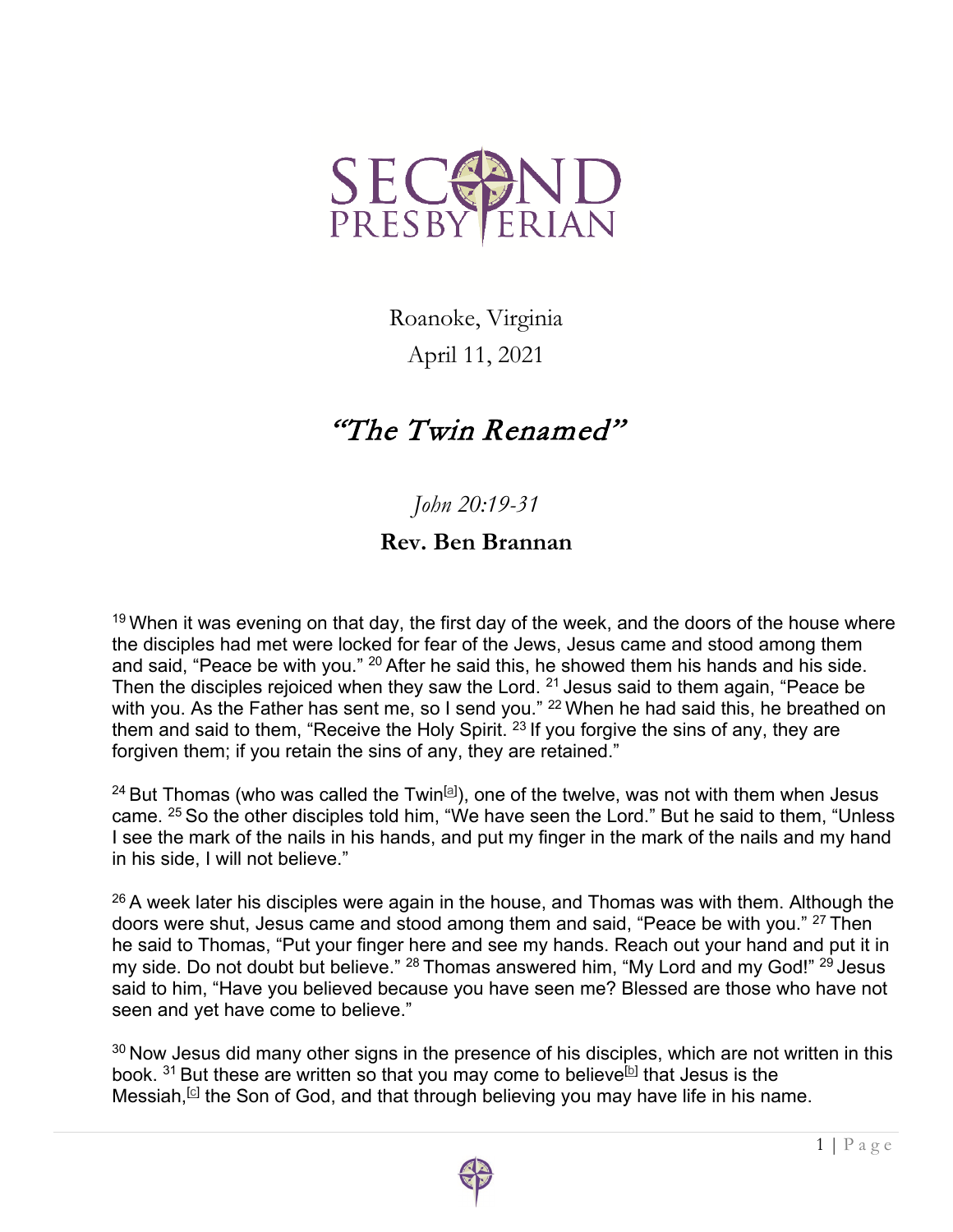# SECOND PRESBYTERIAN

Roanoke, Virginia

April 11, 2021

## *"The Twin Renamed"*

*John 20:19-31*

**Rev. Ben Brannan**

19 When it was evening on that day, the first day of the week, and the doors of the house where the disciples had met were locked for fear of the Jews, Jesus came and stood among them and said, "Peace be with you." 20 After he said this, he showed them his hands and his side. Then the disciples rejoiced when they saw the Lord. 21 Jesus said to them again, "Peace be with you. As the Father has sent me, so I send you." 22 When he had said this, he breathed on them and said to them, "Receive the Holy Spirit. 23 If you forgive the sins of any, they are forgiven them; if you retain the sins of any, they are retained."

24 But Thomas (who was called the Twin[a]), one of the twelve, was not with them when Jesus came. 25 So the other disciples told him, "We have seen the Lord." But he said to them, "Unless I see the mark of the nails in his hands, and put my finger in the mark of the nails and my hand in his side, I will not believe."

26 A week later his disciples were again in the house, and Thomas was with them. Although the doors were shut, Jesus came and stood among them and said, "Peace be with you." 27 Then he said to Thomas, "Put your finger here and see my hands. Reach out your hand and put it in my side. Do not doubt but believe." 28 Thomas answered him, "My Lord and my God!" 29 Jesus said to him, "Have you believed because you have seen me? Blessed are those who have not seen and yet have come to believe."

30 Now Jesus did many other signs in the presence of his disciples, which are not written in this book. 31 But these are written so that you may come to believe[b] that Jesus is the Messiah,[c] the Son of God, and that through believing you may have life in his name.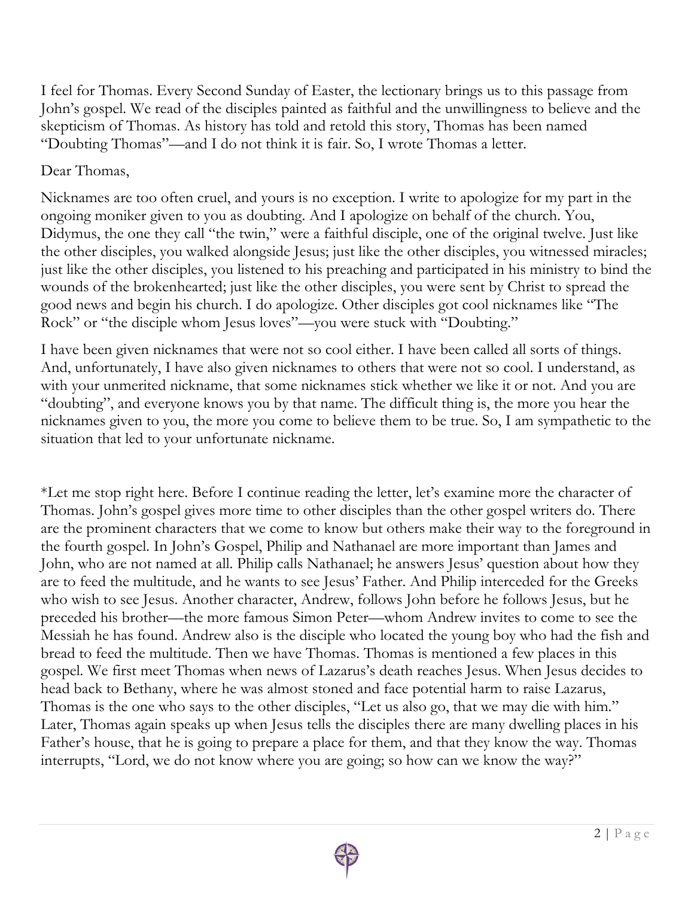I feel for Thomas. Every Second Sunday of Easter, the lectionary brings us to this passage from John's gospel. We read of the disciples painted as faithful and the unwillingness to believe and the skepticism of Thomas. As history has told and retold this story, Thomas has been named "Doubting Thomas"—and I do not think it is fair. So, I wrote Thomas a letter.

Dear Thomas,

Nicknames are too often cruel, and yours is no exception. I write to apologize for my part in the ongoing moniker given to you as doubting. And I apologize on behalf of the church. You, Didymus, the one they call "the twin," were a faithful disciple, one of the original twelve. Just like the other disciples, you walked alongside Jesus; just like the other disciples, you witnessed miracles; just like the other disciples, you listened to his preaching and participated in his ministry to bind the wounds of the brokenhearted; just like the other disciples, you were sent by Christ to spread the good news and begin his church. I do apologize. Other disciples got cool nicknames like "The Rock" or "the disciple whom Jesus loves"—you were stuck with "Doubting."

I have been given nicknames that were not so cool either. I have been called all sorts of things. And, unfortunately, I have also given nicknames to others that were not so cool. I understand, as with your unmerited nickname, that some nicknames stick whether we like it or not. And you are "doubting", and everyone knows you by that name. The difficult thing is, the more you hear the nicknames given to you, the more you come to believe them to be true. So, I am sympathetic to the situation that led to your unfortunate nickname.

*Let me stop right here. Before I continue reading the letter, let's examine more the character of Thomas. John's gospel gives more time to other disciples than the other gospel writers do. There are the prominent characters that we come to know but others make their way to the foreground in the fourth gospel. In John's Gospel, Philip and Nathanael are more important than James and John, who are not named at all. Philip calls Nathanael; he answers Jesus' question about how they are to feed the multitude, and he wants to see Jesus' Father. And Philip interceded for the Greeks who wish to see Jesus. Another character, Andrew, follows John before he follows Jesus, but he preceded his brother—the more famous Simon Peter—whom Andrew invites to come to see the Messiah he has found. Andrew also is the disciple who located the young boy who had the fish and bread to feed the multitude. Then we have Thomas. Thomas is mentioned a few places in this gospel. We first meet Thomas when news of Lazarus's death reaches Jesus. When Jesus decides to head back to Bethany, where he was almost stoned and face potential harm to raise Lazarus, Thomas is the one who says to the other disciples, "Let us also go, that we may die with him." Later, Thomas again speaks up when Jesus tells the disciples there are many dwelling places in his Father's house, that he is going to prepare a place for them, and that they know the way. Thomas interrupts, "Lord, we do not know where you are going; so how can we know the way?"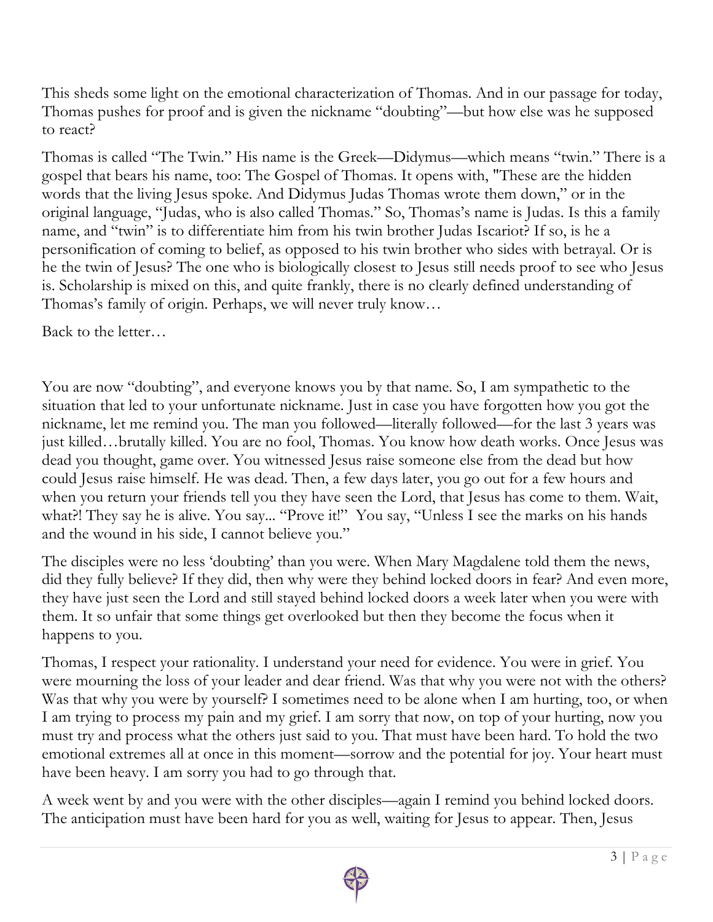This sheds some light on the emotional characterization of Thomas. And in our passage for today, Thomas pushes for proof and is given the nickname "doubting"—but how else was he supposed to react?

Thomas is called "The Twin." His name is the Greek—Didymus—which means "twin." There is a gospel that bears his name, too: The Gospel of Thomas. It opens with, "These are the hidden words that the living Jesus spoke. And Didymus Judas Thomas wrote them down," or in the original language, "Judas, who is also called Thomas." So, Thomas's name is Judas. Is this a family name, and "twin" is to differentiate him from his twin brother Judas Iscariot? If so, is he a personification of coming to belief, as opposed to his twin brother who sides with betrayal. Or is he the twin of Jesus? The one who is biologically closest to Jesus still needs proof to see who Jesus is. Scholarship is mixed on this, and quite frankly, there is no clearly defined understanding of Thomas's family of origin. Perhaps, we will never truly know…

Back to the letter…

You are now "doubting", and everyone knows you by that name. So, I am sympathetic to the situation that led to your unfortunate nickname. Just in case you have forgotten how you got the nickname, let me remind you. The man you followed—literally followed—for the last 3 years was just killed…brutally killed. You are no fool, Thomas. You know how death works. Once Jesus was dead you thought, game over. You witnessed Jesus raise someone else from the dead but how could Jesus raise himself. He was dead. Then, a few days later, you go out for a few hours and when you return your friends tell you they have seen the Lord, that Jesus has come to them. Wait, what?! They say he is alive. You say... "Prove it!" You say, "Unless I see the marks on his hands and the wound in his side, I cannot believe you."

The disciples were no less 'doubting' than you were. When Mary Magdalene told them the news, did they fully believe? If they did, then why were they behind locked doors in fear? And even more, they have just seen the Lord and still stayed behind locked doors a week later when you were with them. It so unfair that some things get overlooked but then they become the focus when it happens to you.

Thomas, I respect your rationality. I understand your need for evidence. You were in grief. You were mourning the loss of your leader and dear friend. Was that why you were not with the others? Was that why you were by yourself? I sometimes need to be alone when I am hurting, too, or when I am trying to process my pain and my grief. I am sorry that now, on top of your hurting, now you must try and process what the others just said to you. That must have been hard. To hold the two emotional extremes all at once in this moment—sorrow and the potential for joy. Your heart must have been heavy. I am sorry you had to go through that.

A week went by and you were with the other disciples—again I remind you behind locked doors. The anticipation must have been hard for you as well, waiting for Jesus to appear. Then, Jesus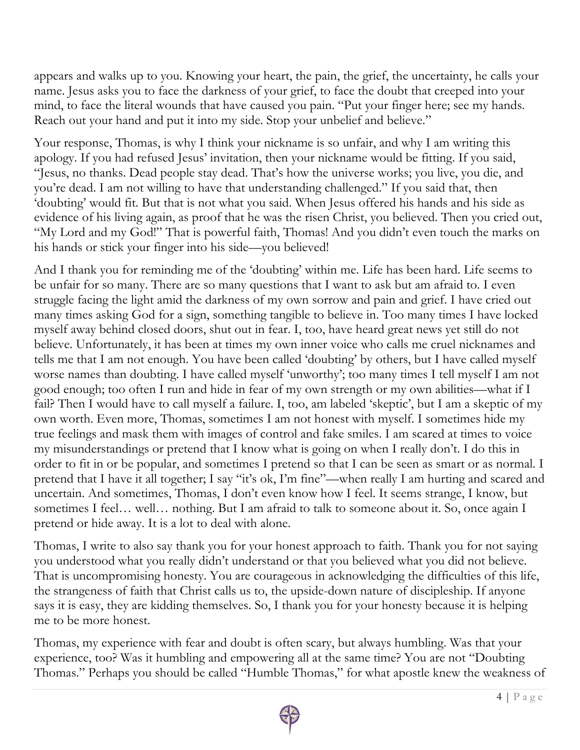appears and walks up to you. Knowing your heart, the pain, the grief, the uncertainty, he calls your name. Jesus asks you to face the darkness of your grief, to face the doubt that creeped into your mind, to face the literal wounds that have caused you pain. "Put your finger here; see my hands. Reach out your hand and put it into my side. Stop your unbelief and believe."

Your response, Thomas, is why I think your nickname is so unfair, and why I am writing this apology. If you had refused Jesus' invitation, then your nickname would be fitting. If you said, "Jesus, no thanks. Dead people stay dead. That's how the universe works; you live, you die, and you're dead. I am not willing to have that understanding challenged." If you said that, then 'doubting' would fit. But that is not what you said. When Jesus offered his hands and his side as evidence of his living again, as proof that he was the risen Christ, you believed. Then you cried out, "My Lord and my God!" That is powerful faith, Thomas! And you didn't even touch the marks on his hands or stick your finger into his side—you believed!

And I thank you for reminding me of the 'doubting' within me. Life has been hard. Life seems to be unfair for so many. There are so many questions that I want to ask but am afraid to. I even struggle facing the light amid the darkness of my own sorrow and pain and grief. I have cried out many times asking God for a sign, something tangible to believe in. Too many times I have locked myself away behind closed doors, shut out in fear. I, too, have heard great news yet still do not believe. Unfortunately, it has been at times my own inner voice who calls me cruel nicknames and tells me that I am not enough. You have been called 'doubting' by others, but I have called myself worse names than doubting. I have called myself 'unworthy'; too many times I tell myself I am not good enough; too often I run and hide in fear of my own strength or my own abilities—what if I fail? Then I would have to call myself a failure. I, too, am labeled 'skeptic', but I am a skeptic of my own worth. Even more, Thomas, sometimes I am not honest with myself. I sometimes hide my true feelings and mask them with images of control and fake smiles. I am scared at times to voice my misunderstandings or pretend that I know what is going on when I really don't. I do this in order to fit in or be popular, and sometimes I pretend so that I can be seen as smart or as normal. I pretend that I have it all together; I say "it's ok, I'm fine"—when really I am hurting and scared and uncertain. And sometimes, Thomas, I don't even know how I feel. It seems strange, I know, but sometimes I feel… well… nothing. But I am afraid to talk to someone about it. So, once again I pretend or hide away. It is a lot to deal with alone.

Thomas, I write to also say thank you for your honest approach to faith. Thank you for not saying you understood what you really didn't understand or that you believed what you did not believe. That is uncompromising honesty. You are courageous in acknowledging the difficulties of this life, the strangeness of faith that Christ calls us to, the upside-down nature of discipleship. If anyone says it is easy, they are kidding themselves. So, I thank you for your honesty because it is helping me to be more honest.

Thomas, my experience with fear and doubt is often scary, but always humbling. Was that your experience, too? Was it humbling and empowering all at the same time? You are not "Doubting Thomas." Perhaps you should be called "Humble Thomas," for what apostle knew the weakness of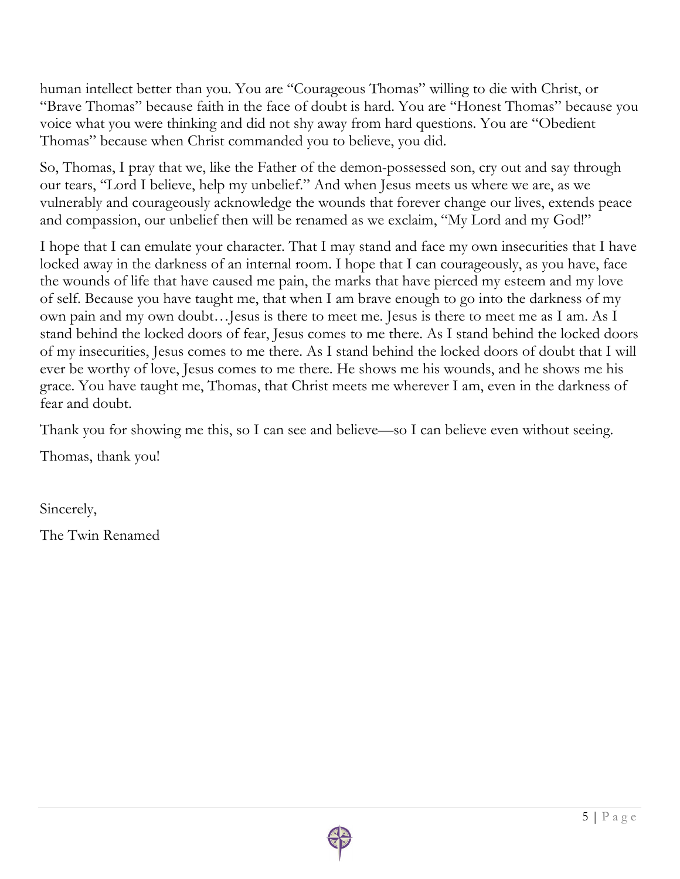human intellect better than you. You are "Courageous Thomas" willing to die with Christ, or "Brave Thomas" because faith in the face of doubt is hard. You are "Honest Thomas" because you voice what you were thinking and did not shy away from hard questions. You are "Obedient Thomas" because when Christ commanded you to believe, you did.

So, Thomas, I pray that we, like the Father of the demon-possessed son, cry out and say through our tears, "Lord I believe, help my unbelief." And when Jesus meets us where we are, as we vulnerably and courageously acknowledge the wounds that forever change our lives, extends peace and compassion, our unbelief then will be renamed as we exclaim, "My Lord and my God!"

I hope that I can emulate your character. That I may stand and face my own insecurities that I have locked away in the darkness of an internal room. I hope that I can courageously, as you have, face the wounds of life that have caused me pain, the marks that have pierced my esteem and my love of self. Because you have taught me, that when I am brave enough to go into the darkness of my own pain and my own doubt…Jesus is there to meet me. Jesus is there to meet me as I am. As I stand behind the locked doors of fear, Jesus comes to me there. As I stand behind the locked doors of my insecurities, Jesus comes to me there. As I stand behind the locked doors of doubt that I will ever be worthy of love, Jesus comes to me there. He shows me his wounds, and he shows me his grace. You have taught me, Thomas, that Christ meets me wherever I am, even in the darkness of fear and doubt.

Thank you for showing me this, so I can see and believe—so I can believe even without seeing.

Thomas, thank you!

Sincerely,

The Twin Renamed